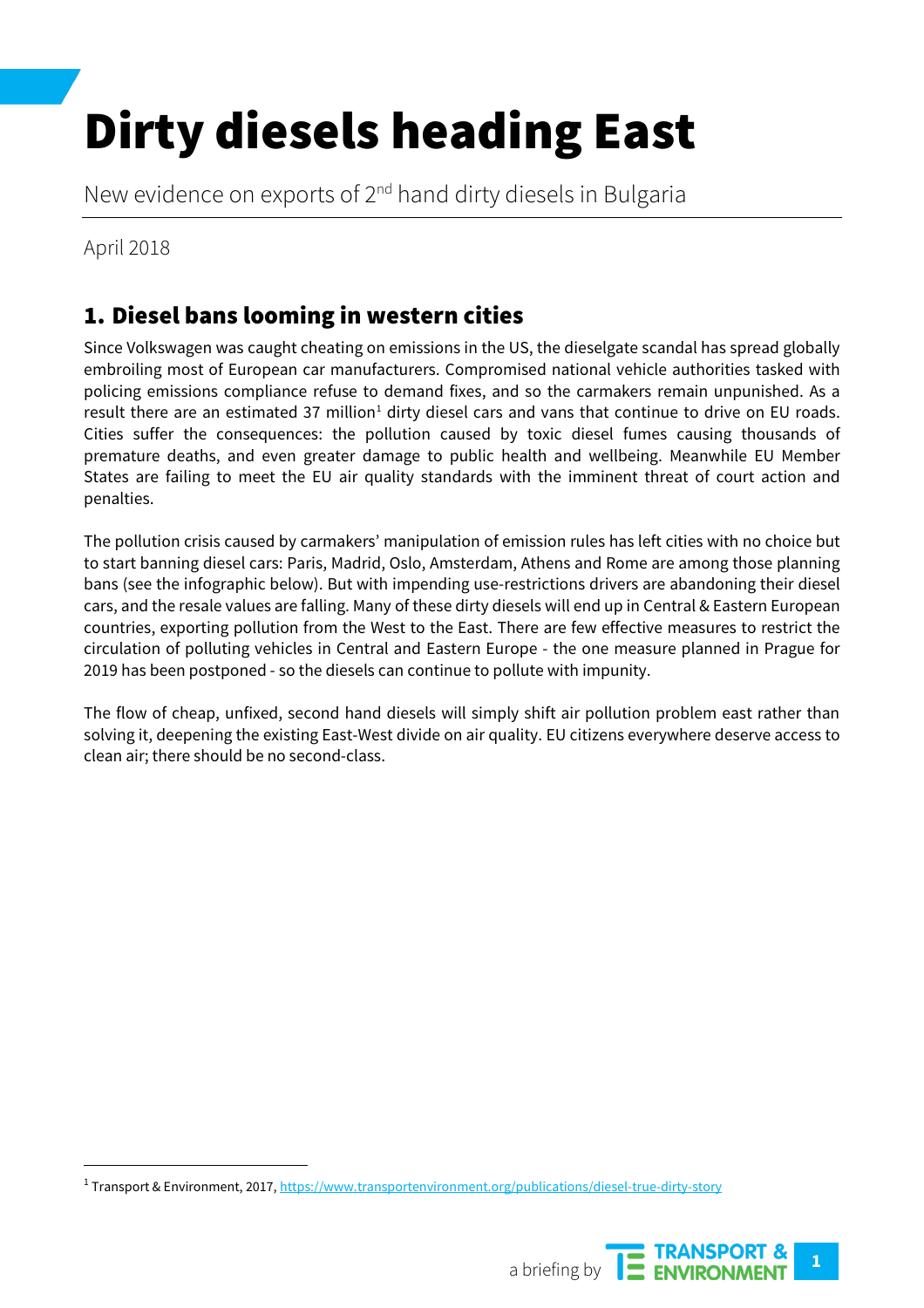# Dirty diesels heading East

New evidence on exports of 2nd hand dirty diesels in Bulgaria

April 2018

## 1. Diesel bans looming in western cities

Since Volkswagen was caught cheating on emissions in the US, the dieselgate scandal has spread globally embroiling most of European car manufacturers. Compromised national vehicle authorities tasked with policing emissions compliance refuse to demand fixes, and so the carmakers remain unpunished. As a result there are an estimated 37 million[1] dirty diesel cars and vans that continue to drive on EU roads. Cities suffer the consequences: the pollution caused by toxic diesel fumes causing thousands of premature deaths, and even greater damage to public health and wellbeing. Meanwhile EU Member States are failing to meet the EU air quality standards with the imminent threat of court action and penalties.

The pollution crisis caused by carmakers' manipulation of emission rules has left cities with no choice but to start banning diesel cars: Paris, Madrid, Oslo, Amsterdam, Athens and Rome are among those planning bans (see the infographic below). But with impending use-restrictions drivers are abandoning their diesel cars, and the resale values are falling. Many of these dirty diesels will end up in Central & Eastern European countries, exporting pollution from the West to the East. There are few effective measures to restrict the circulation of polluting vehicles in Central and Eastern Europe - the one measure planned in Prague for 2019 has been postponed - so the diesels can continue to pollute with impunity.

The flow of cheap, unfixed, second hand diesels will simply shift air pollution problem east rather than solving it, deepening the existing East-West divide on air quality. EU citizens everywhere deserve access to clean air; there should be no second-class.

---

[1] Transport & Environment, 2017, https://www.transportenvironment.org/publications/diesel-true-dirty-story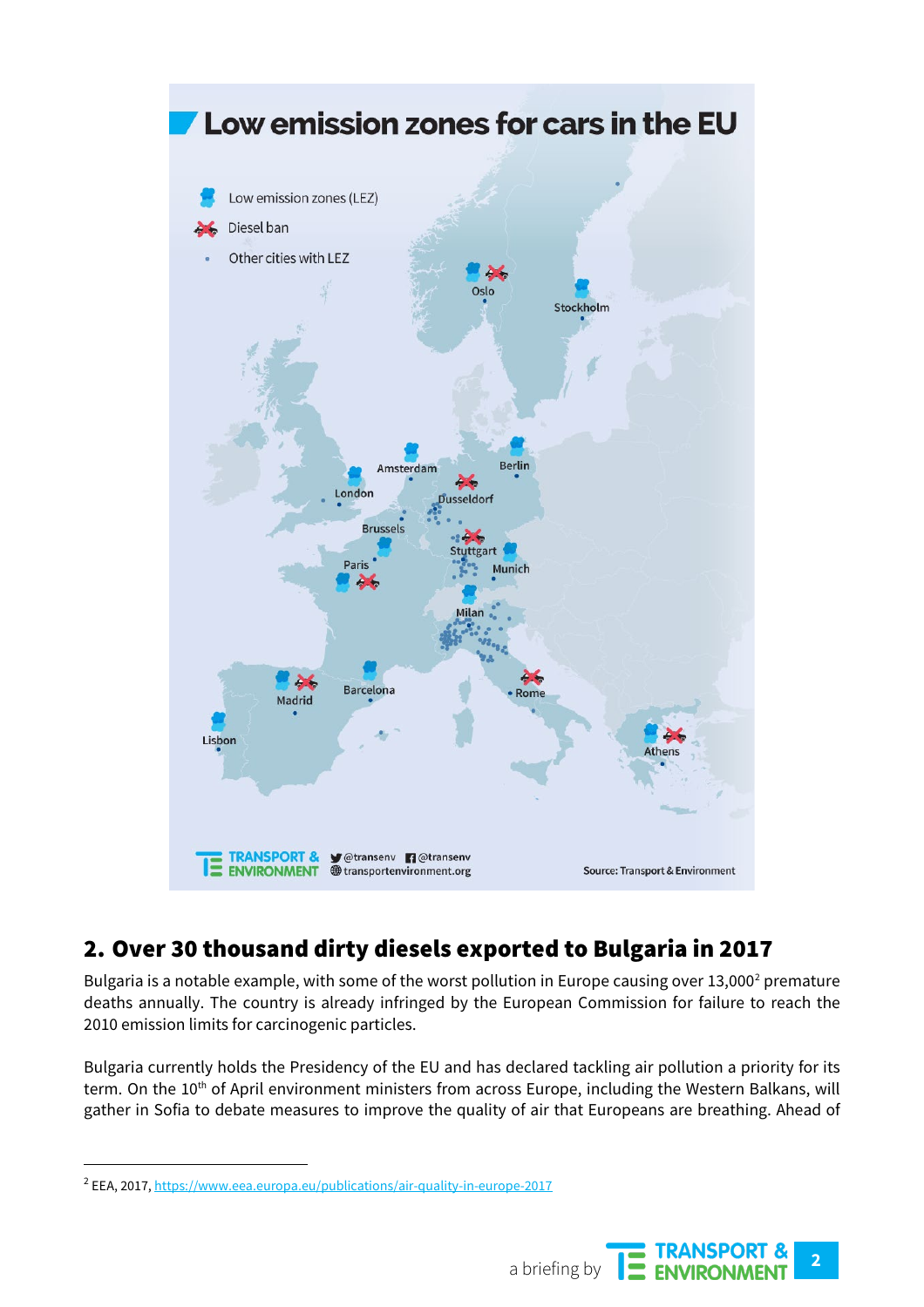## Low emission zones for cars in the EU

- Low emission zones (LEZ)
- Diesel ban
- Other cities with LEZ

Oslo, Stockholm, Amsterdam, Berlin, London, Dusseldorf, Brussels, Stuttgart, Paris, Munich, Milan, Madrid, Barcelona, Rome, Lisbon, Athens

Source: Transport & Environment

## 2. Over 30 thousand dirty diesels exported to Bulgaria in 2017

Bulgaria is a notable example, with some of the worst pollution in Europe causing over 13,000[2] premature deaths annually. The country is already infringed by the European Commission for failure to reach the 2010 emission limits for carcinogenic particles.

Bulgaria currently holds the Presidency of the EU and has declared tackling air pollution a priority for its term. On the 10th of April environment ministers from across Europe, including the Western Balkans, will gather in Sofia to debate measures to improve the quality of air that Europeans are breathing. Ahead of

---

[2] EEA, 2017, https://www.eea.europa.eu/publications/air-quality-in-europe-2017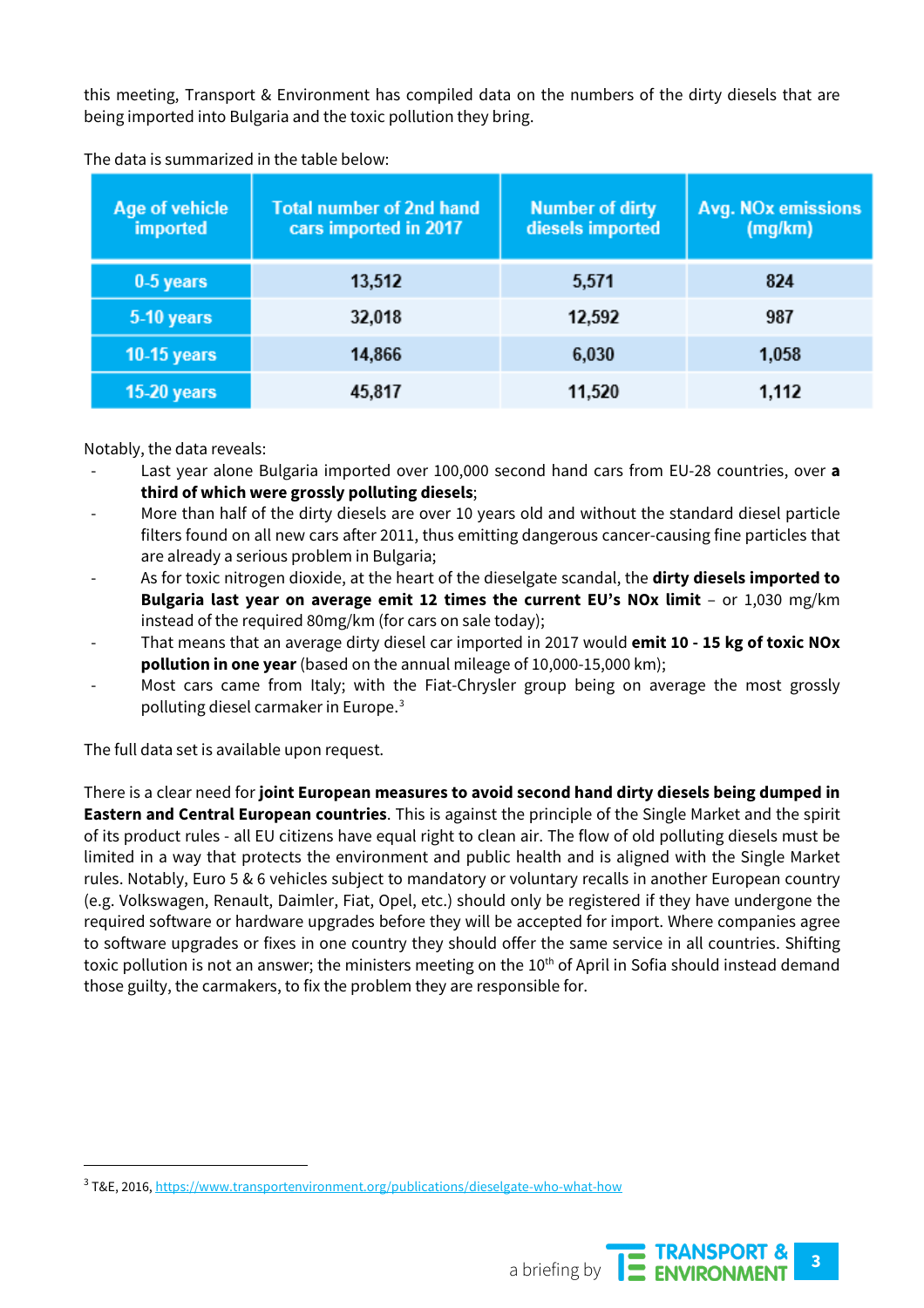this meeting, Transport & Environment has compiled data on the numbers of the dirty diesels that are being imported into Bulgaria and the toxic pollution they bring.

The data is summarized in the table below:

| Age of vehicle imported | Total number of 2nd hand cars imported in 2017 | Number of dirty diesels imported | Avg. NOx emissions (mg/km) |
|---|---|---|---|
| 0-5 years | 13,512 | 5,571 | 824 |
| 5-10 years | 32,018 | 12,592 | 987 |
| 10-15 years | 14,866 | 6,030 | 1,058 |
| 15-20 years | 45,817 | 11,520 | 1,112 |

Notably, the data reveals:

- Last year alone Bulgaria imported over 100,000 second hand cars from EU-28 countries, over **a third of which were grossly polluting diesels**;
- More than half of the dirty diesels are over 10 years old and without the standard diesel particle filters found on all new cars after 2011, thus emitting dangerous cancer-causing fine particles that are already a serious problem in Bulgaria;
- As for toxic nitrogen dioxide, at the heart of the dieselgate scandal, the **dirty diesels imported to Bulgaria last year on average emit 12 times the current EU's NOx limit** – or 1,030 mg/km instead of the required 80mg/km (for cars on sale today);
- That means that an average dirty diesel car imported in 2017 would **emit 10 - 15 kg of toxic NOx pollution in one year** (based on the annual mileage of 10,000-15,000 km);
- Most cars came from Italy; with the Fiat-Chrysler group being on average the most grossly polluting diesel carmaker in Europe.[3]

The full data set is available upon request.

There is a clear need for **joint European measures to avoid second hand dirty diesels being dumped in Eastern and Central European countries**. This is against the principle of the Single Market and the spirit of its product rules - all EU citizens have equal right to clean air. The flow of old polluting diesels must be limited in a way that protects the environment and public health and is aligned with the Single Market rules. Notably, Euro 5 & 6 vehicles subject to mandatory or voluntary recalls in another European country (e.g. Volkswagen, Renault, Daimler, Fiat, Opel, etc.) should only be registered if they have undergone the required software or hardware upgrades before they will be accepted for import. Where companies agree to software upgrades or fixes in one country they should offer the same service in all countries. Shifting toxic pollution is not an answer; the ministers meeting on the 10th of April in Sofia should instead demand those guilty, the carmakers, to fix the problem they are responsible for.

[3] T&E, 2016, https://www.transportenvironment.org/publications/dieselgate-who-what-how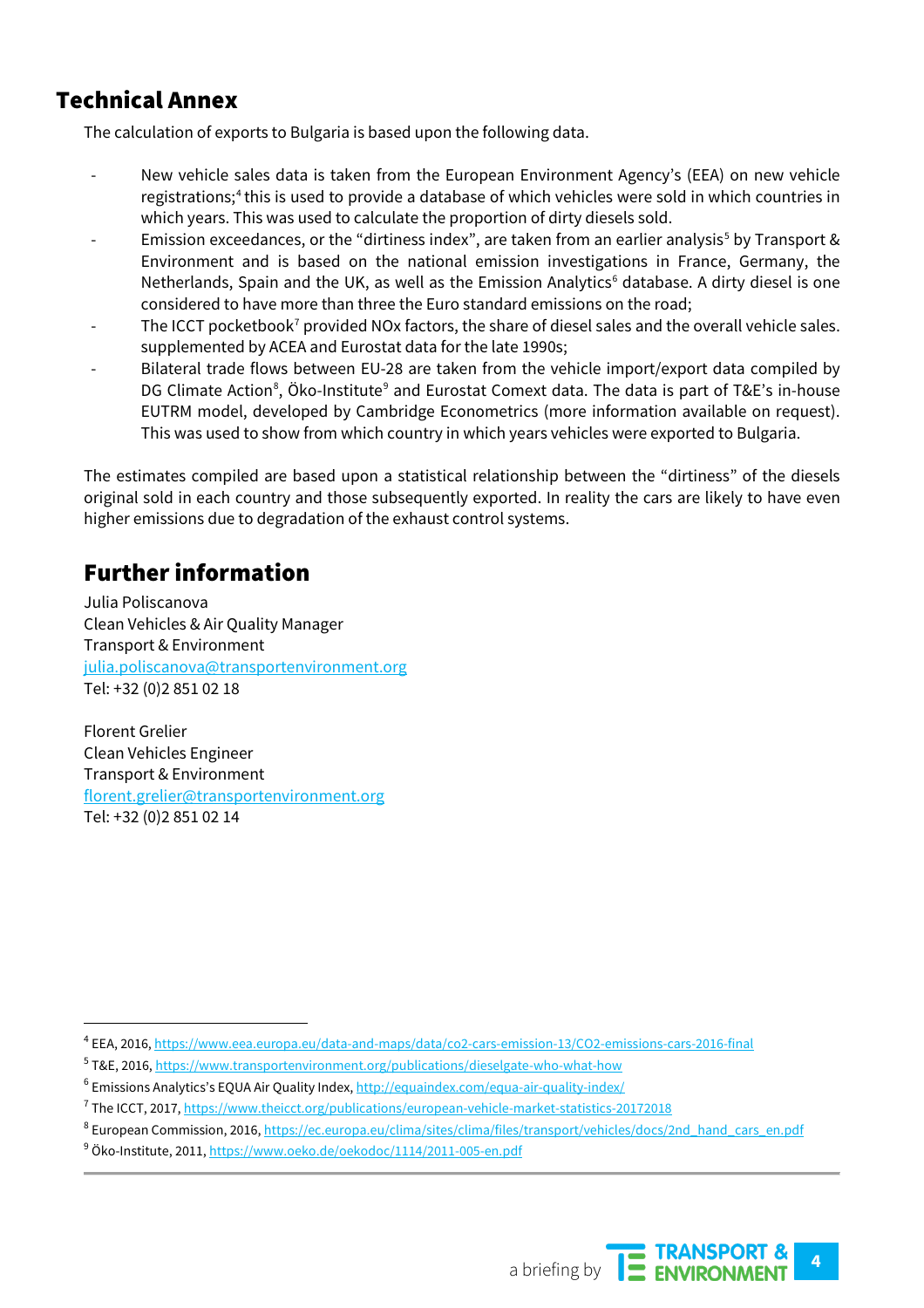## Technical Annex

The calculation of exports to Bulgaria is based upon the following data.

- New vehicle sales data is taken from the European Environment Agency's (EEA) on new vehicle registrations;[4] this is used to provide a database of which vehicles were sold in which countries in which years. This was used to calculate the proportion of dirty diesels sold.
- Emission exceedances, or the "dirtiness index", are taken from an earlier analysis[5] by Transport & Environment and is based on the national emission investigations in France, Germany, the Netherlands, Spain and the UK, as well as the Emission Analytics[6] database. A dirty diesel is one considered to have more than three the Euro standard emissions on the road;
- The ICCT pocketbook[7] provided NOx factors, the share of diesel sales and the overall vehicle sales. supplemented by ACEA and Eurostat data for the late 1990s;
- Bilateral trade flows between EU-28 are taken from the vehicle import/export data compiled by DG Climate Action[8], Öko-Institute[9] and Eurostat Comext data. The data is part of T&E's in-house EUTRM model, developed by Cambridge Econometrics (more information available on request). This was used to show from which country in which years vehicles were exported to Bulgaria.

The estimates compiled are based upon a statistical relationship between the "dirtiness" of the diesels original sold in each country and those subsequently exported. In reality the cars are likely to have even higher emissions due to degradation of the exhaust control systems.

## Further information

Julia Poliscanova
Clean Vehicles & Air Quality Manager
Transport & Environment
julia.poliscanova@transportenvironment.org
Tel: +32 (0)2 851 02 18

Florent Grelier
Clean Vehicles Engineer
Transport & Environment
florent.grelier@transportenvironment.org
Tel: +32 (0)2 851 02 14

---

[4] EEA, 2016, https://www.eea.europa.eu/data-and-maps/data/co2-cars-emission-13/CO2-emissions-cars-2016-final

[5] T&E, 2016, https://www.transportenvironment.org/publications/dieselgate-who-what-how

[6] Emissions Analytics's EQUA Air Quality Index, http://equaindex.com/equa-air-quality-index/

[7] The ICCT, 2017, https://www.theicct.org/publications/european-vehicle-market-statistics-20172018

[8] European Commission, 2016, https://ec.europa.eu/clima/sites/clima/files/transport/vehicles/docs/2nd_hand_cars_en.pdf

[9] Öko-Institute, 2011, https://www.oeko.de/oekodoc/1114/2011-005-en.pdf